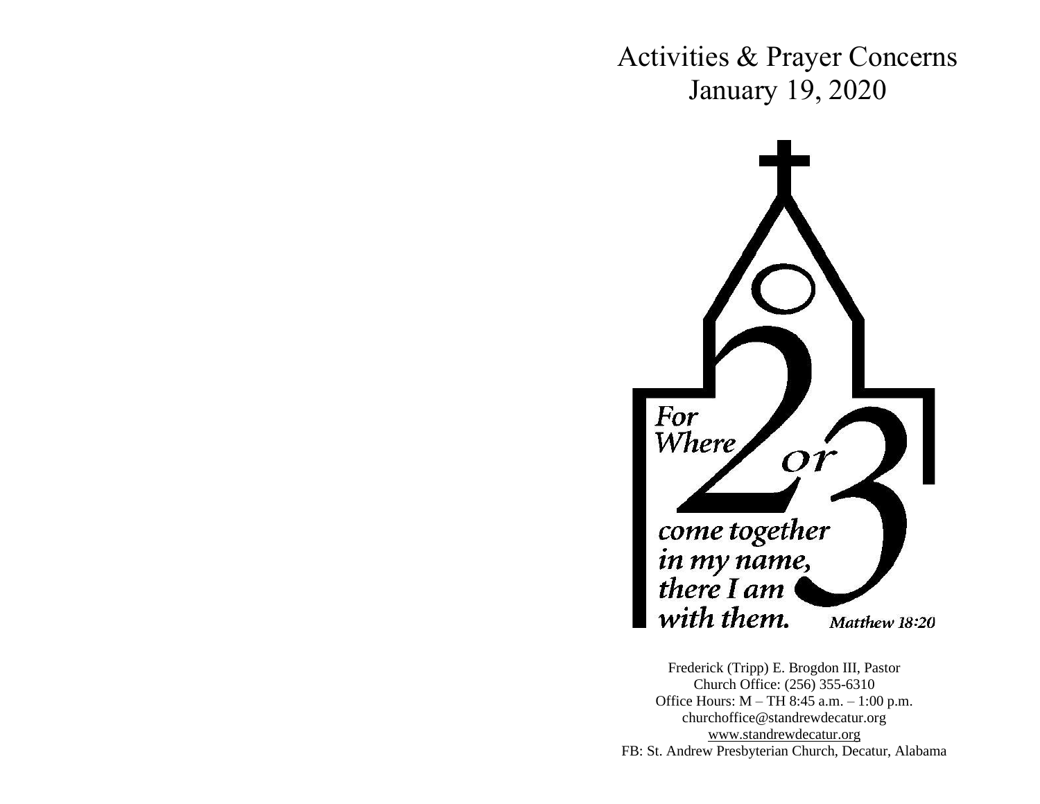# Activities & Prayer Concerns
## January 19, 2020

For Where 2 or 3 come together in my name, there I am with them. *Matthew 18:20*

Frederick (Tripp) E. Brogdon III, Pastor
Church Office: (256) 355-6310
Office Hours: M – TH 8:45 a.m. – 1:00 p.m.
churchoffice@standrewdecatur.org
www.standrewdecatur.org
FB: St. Andrew Presbyterian Church, Decatur, Alabama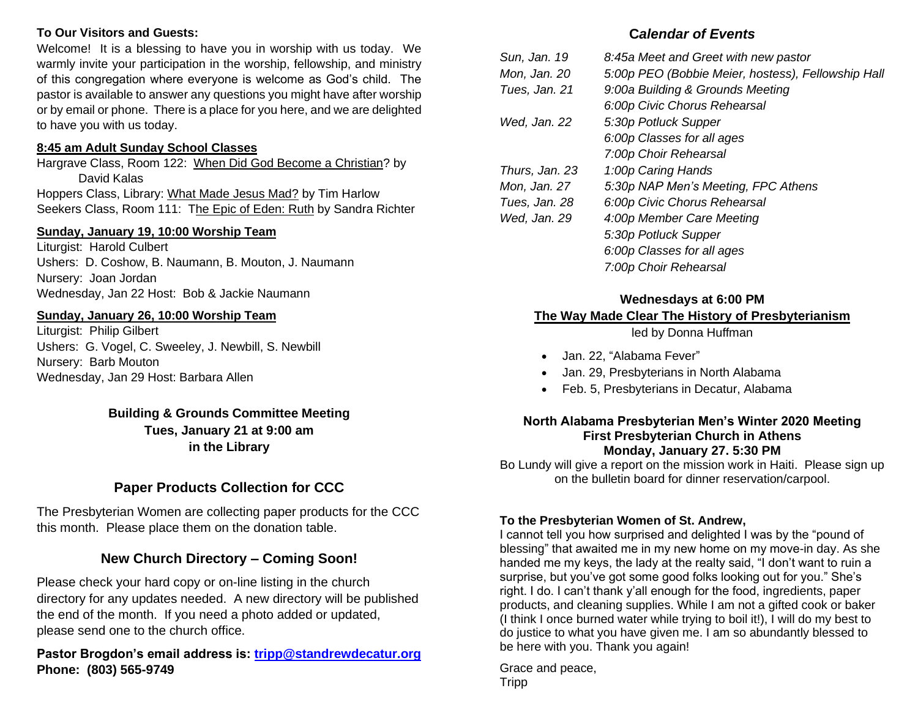**To Our Visitors and Guests:**

Welcome! It is a blessing to have you in worship with us today. We warmly invite your participation in the worship, fellowship, and ministry of this congregation where everyone is welcome as God's child. The pastor is available to answer any questions you might have after worship or by email or phone. There is a place for you here, and we are delighted to have you with us today.

**8:45 am Adult Sunday School Classes**

Hargrave Class, Room 122: When Did God Become a Christian? by David Kalas
Hoppers Class, Library: What Made Jesus Mad? by Tim Harlow
Seekers Class, Room 111: The Epic of Eden: Ruth by Sandra Richter

**Sunday, January 19, 10:00 Worship Team**

Liturgist: Harold Culbert
Ushers: D. Coshow, B. Naumann, B. Mouton, J. Naumann
Nursery: Joan Jordan
Wednesday, Jan 22 Host: Bob & Jackie Naumann

**Sunday, January 26, 10:00 Worship Team**

Liturgist: Philip Gilbert
Ushers: G. Vogel, C. Sweeley, J. Newbill, S. Newbill
Nursery: Barb Mouton
Wednesday, Jan 29 Host: Barbara Allen

**Building & Grounds Committee Meeting**
**Tues, January 21 at 9:00 am**
**in the Library**

## Paper Products Collection for CCC

The Presbyterian Women are collecting paper products for the CCC this month. Please place them on the donation table.

## New Church Directory – Coming Soon!

Please check your hard copy or on-line listing in the church directory for any updates needed. A new directory will be published the end of the month. If you need a photo added or updated, please send one to the church office.

**Pastor Brogdon's email address is: tripp@standrewdecatur.org**
**Phone: (803) 565-9749**

## *Calendar of Events*

| | |
|---|---|
| *Sun, Jan. 19* | *8:45a Meet and Greet with new pastor* |
| *Mon, Jan. 20* | *5:00p PEO (Bobbie Meier, hostess), Fellowship Hall* |
| *Tues, Jan. 21* | *9:00a Building & Grounds Meeting* |
| | *6:00p Civic Chorus Rehearsal* |
| *Wed, Jan. 22* | *5:30p Potluck Supper* |
| | *6:00p Classes for all ages* |
| | *7:00p Choir Rehearsal* |
| *Thurs, Jan. 23* | *1:00p Caring Hands* |
| *Mon, Jan. 27* | *5:30p NAP Men's Meeting, FPC Athens* |
| *Tues, Jan. 28* | *6:00p Civic Chorus Rehearsal* |
| *Wed, Jan. 29* | *4:00p Member Care Meeting* |
| | *5:30p Potluck Supper* |
| | *6:00p Classes for all ages* |
| | *7:00p Choir Rehearsal* |

**Wednesdays at 6:00 PM**
**The Way Made Clear The History of Presbyterianism**
led by Donna Huffman

- Jan. 22, "Alabama Fever"
- Jan. 29, Presbyterians in North Alabama
- Feb. 5, Presbyterians in Decatur, Alabama

**North Alabama Presbyterian Men's Winter 2020 Meeting**
**First Presbyterian Church in Athens**
**Monday, January 27. 5:30 PM**

Bo Lundy will give a report on the mission work in Haiti. Please sign up on the bulletin board for dinner reservation/carpool.

**To the Presbyterian Women of St. Andrew,**

I cannot tell you how surprised and delighted I was by the "pound of blessing" that awaited me in my new home on my move-in day. As she handed me my keys, the lady at the realty said, "I don't want to ruin a surprise, but you've got some good folks looking out for you." She's right. I do. I can't thank y'all enough for the food, ingredients, paper products, and cleaning supplies. While I am not a gifted cook or baker (I think I once burned water while trying to boil it!), I will do my best to do justice to what you have given me. I am so abundantly blessed to be here with you. Thank you again!

Grace and peace,
Tripp